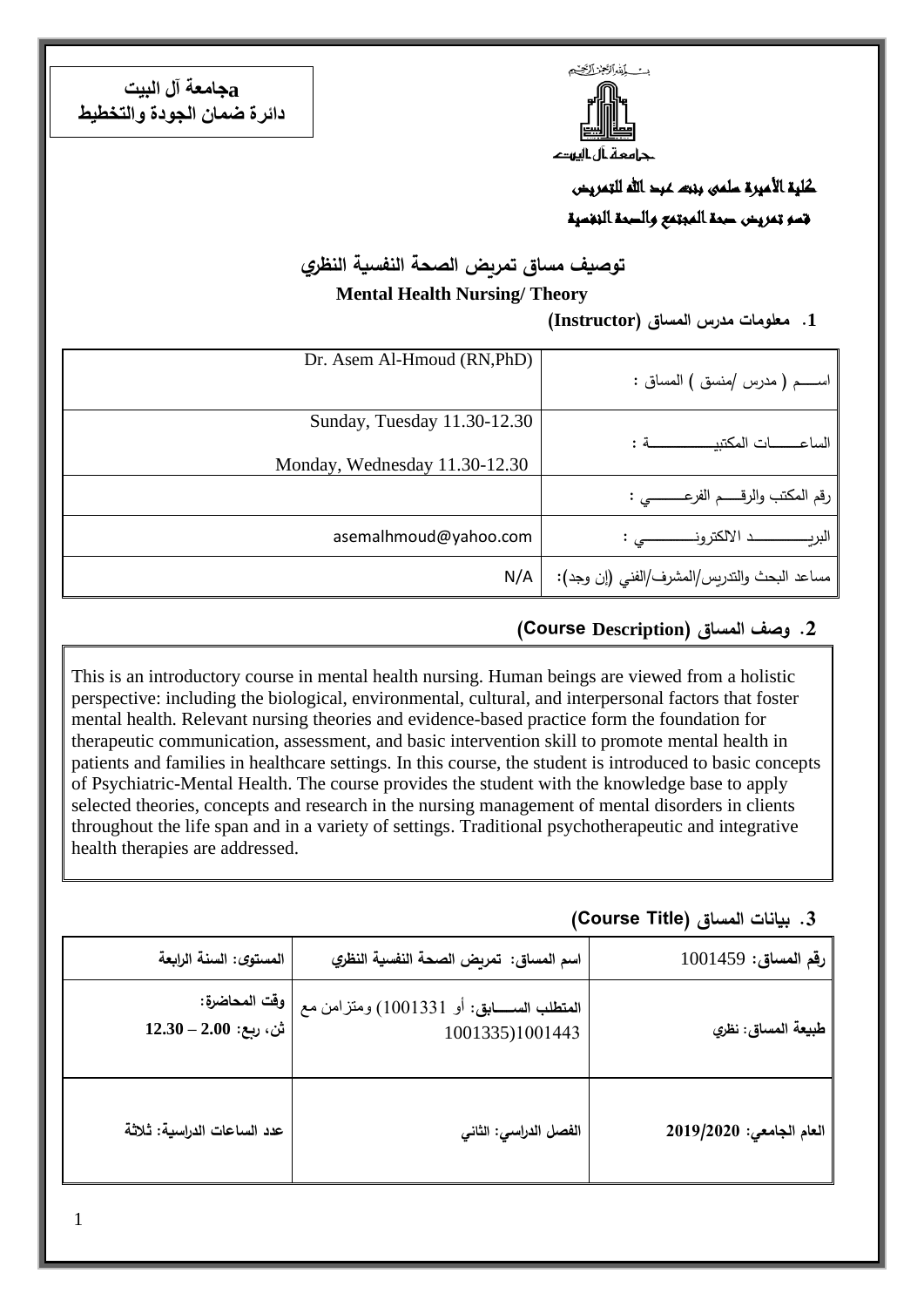**aجامعة آل البيت**
**دائرة ضمان الجودة والتخطيط**

بسم الله الرحمن الرحيم

جامعة آل البيت

**كلية الأميرة سلمى بنت عبد الله للتمريض**

**قسم تمريض صحة المجتمع والصحة النفسية**

# توصيف مساق تمريض الصحة النفسية النظري

## Mental Health Nursing/ Theory

### 1. معلومات مدرس المساق (Instructor)

| | |
|---|---|
| اســـم ( مدرس /منسق ) المساق : | Dr. Asem Al-Hmoud (RN,PhD) |
| الساعـــــات المكتبيـــــــــــــة : | Sunday, Tuesday 11.30-12.30<br>Monday, Wednesday 11.30-12.30 |
| رقم المكتب والرقـــم الفرعـــــــي : | |
| البريـــــــــــد الالكترونـــــــــي : | asemalhmoud@yahoo.com |
| مساعد البحث والتدريس/المشرف/الفني (إن وجد): | N/A |

### 2. وصف المساق (Course Description)

This is an introductory course in mental health nursing. Human beings are viewed from a holistic perspective: including the biological, environmental, cultural, and interpersonal factors that foster mental health. Relevant nursing theories and evidence-based practice form the foundation for therapeutic communication, assessment, and basic intervention skill to promote mental health in patients and families in healthcare settings. In this course, the student is introduced to basic concepts of Psychiatric-Mental Health. The course provides the student with the knowledge base to apply selected theories, concepts and research in the nursing management of mental disorders in clients throughout the life span and in a variety of settings. Traditional psychotherapeutic and integrative health therapies are addressed.

### 3. بيانات المساق (Course Title)

| | | |
|---|---|---|
| **رقم المساق:** 1001459 | **اسم المساق: تمريض الصحة النفسية النظري** | **المستوى: السنة الرابعة** |
| **طبيعة المساق: نظري** | **المتطلب الســـــابق:** أو 1001331) ومتزامن مع 1001335)1001443 | **وقت المحاضرة:**<br>**ثن، ربع: 2.00 – 12.30** |
| **العام الجامعي: 2019/2020** | **الفصل الدراسي: الثاني** | **عدد الساعات الدراسية: ثلاثة** |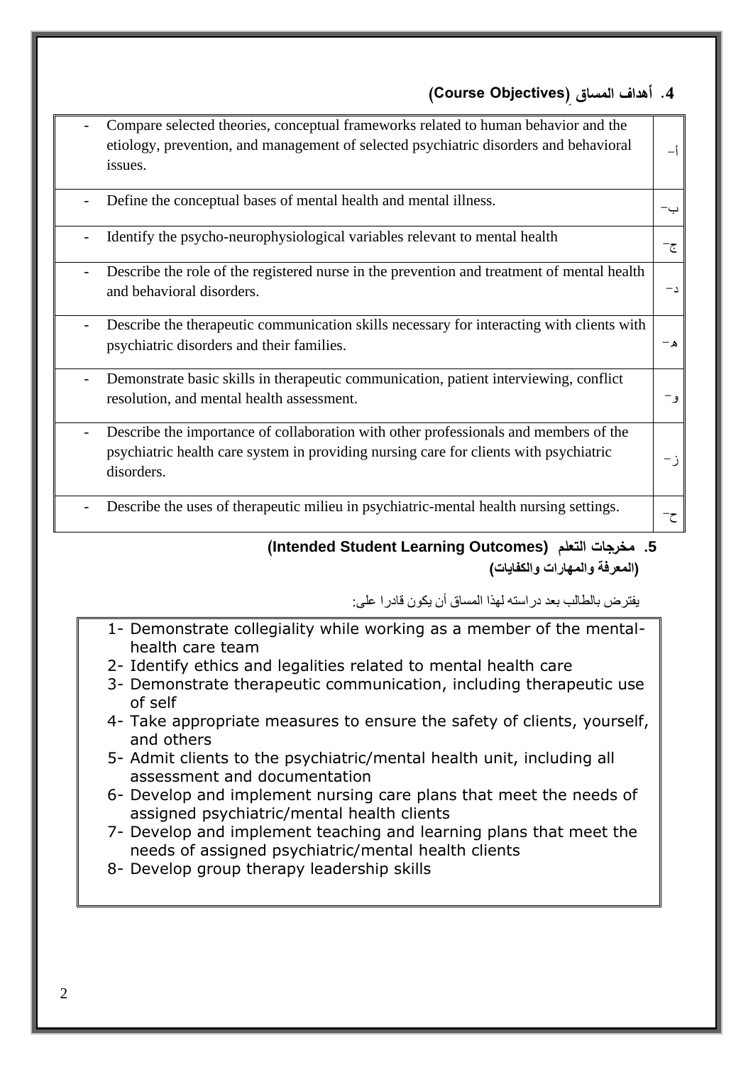## 4. أهداف المساق (Course Objectives)

| | |
|---|---|
| - Compare selected theories, conceptual frameworks related to human behavior and the etiology, prevention, and management of selected psychiatric disorders and behavioral issues. | أ- |
| - Define the conceptual bases of mental health and mental illness. | ب- |
| - Identify the psycho-neurophysiological variables relevant to mental health | ج- |
| - Describe the role of the registered nurse in the prevention and treatment of mental health and behavioral disorders. | د- |
| - Describe the therapeutic communication skills necessary for interacting with clients with psychiatric disorders and their families. | هـ- |
| - Demonstrate basic skills in therapeutic communication, patient interviewing, conflict resolution, and mental health assessment. | و- |
| - Describe the importance of collaboration with other professionals and members of the psychiatric health care system in providing nursing care for clients with psychiatric disorders. | ز- |
| - Describe the uses of therapeutic milieu in psychiatric-mental health nursing settings. | ح- |

## 5. مخرجات التعلم (Intended Student Learning Outcomes)

**(المعرفة والمهارات والكفايات)**

يفترض بالطالب بعد دراسته لهذا المساق أن يكون قادرا على:

1- Demonstrate collegiality while working as a member of the mental-health care team
2- Identify ethics and legalities related to mental health care
3- Demonstrate therapeutic communication, including therapeutic use of self
4- Take appropriate measures to ensure the safety of clients, yourself, and others
5- Admit clients to the psychiatric/mental health unit, including all assessment and documentation
6- Develop and implement nursing care plans that meet the needs of assigned psychiatric/mental health clients
7- Develop and implement teaching and learning plans that meet the needs of assigned psychiatric/mental health clients
8- Develop group therapy leadership skills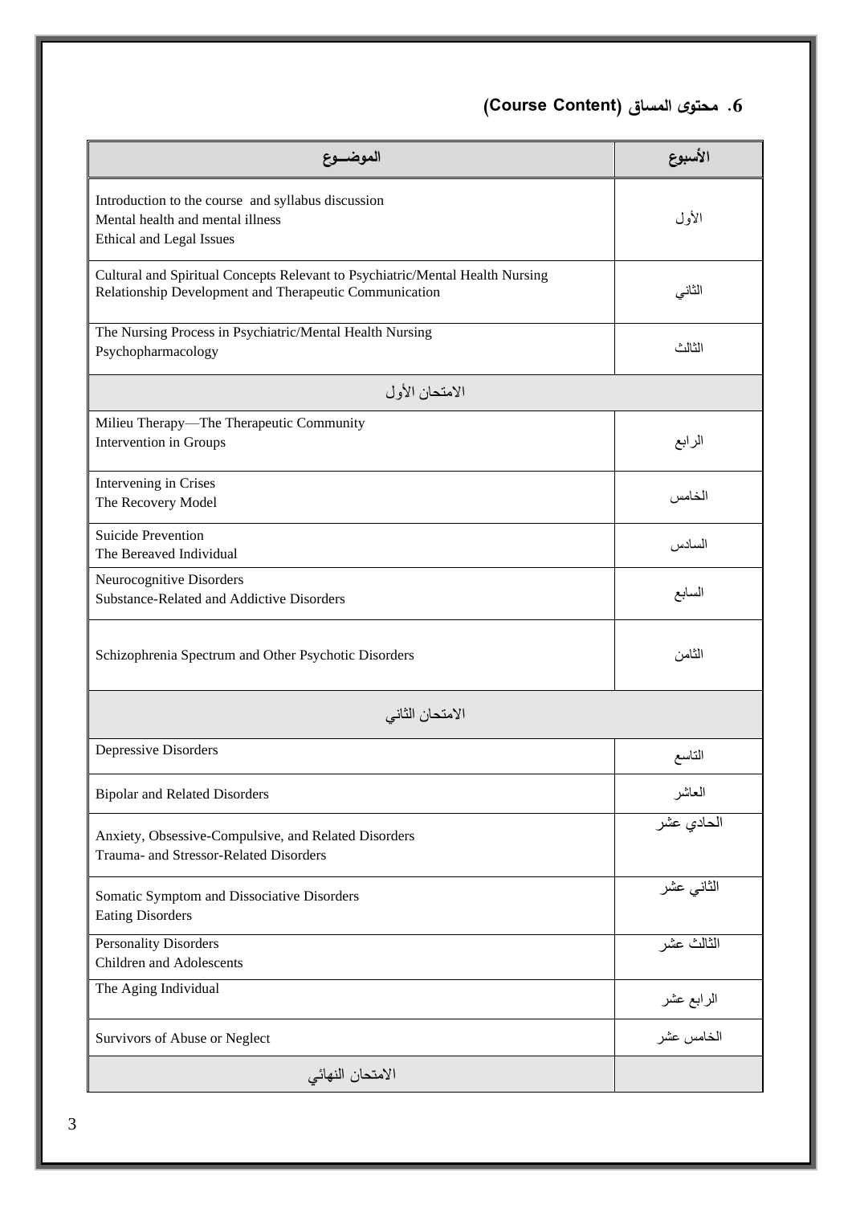## 6. محتوى المساق (Course Content)

| الأسبوع | الموضــوع |
|---|---|
| الأول | Introduction to the course and syllabus discussion<br>Mental health and mental illness<br>Ethical and Legal Issues |
| الثاني | Cultural and Spiritual Concepts Relevant to Psychiatric/Mental Health Nursing<br>Relationship Development and Therapeutic Communication |
| الثالث | The Nursing Process in Psychiatric/Mental Health Nursing<br>Psychopharmacology |
| | الامتحان الأول |
| الرابع | Milieu Therapy—The Therapeutic Community<br>Intervention in Groups |
| الخامس | Intervening in Crises<br>The Recovery Model |
| السادس | Suicide Prevention<br>The Bereaved Individual |
| السابع | Neurocognitive Disorders<br>Substance-Related and Addictive Disorders |
| الثامن | Schizophrenia Spectrum and Other Psychotic Disorders |
| | الامتحان الثاني |
| التاسع | Depressive Disorders |
| العاشر | Bipolar and Related Disorders |
| الحادي عشر | Anxiety, Obsessive-Compulsive, and Related Disorders<br>Trauma- and Stressor-Related Disorders |
| الثاني عشر | Somatic Symptom and Dissociative Disorders<br>Eating Disorders |
| الثالث عشر | Personality Disorders<br>Children and Adolescents |
| الرابع عشر | The Aging Individual |
| الخامس عشر | Survivors of Abuse or Neglect |
| | الامتحان النهائي |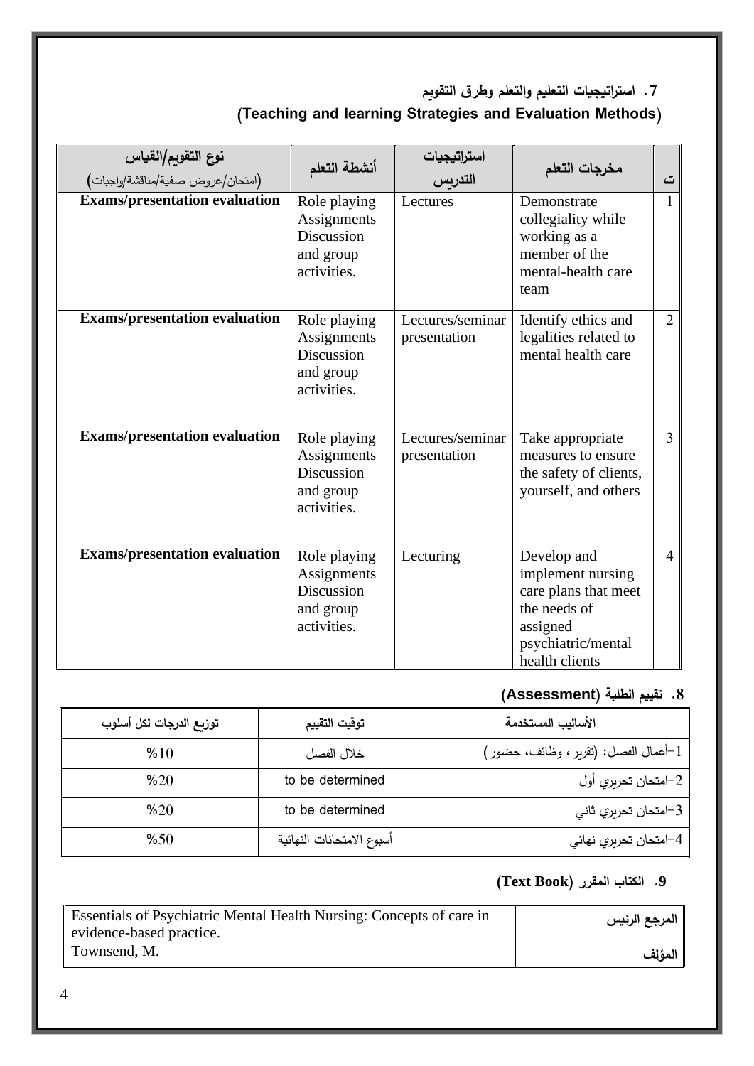### 7. استراتيجيات التعليم والتعلم وطرق التقويم
### (Teaching and learning Strategies and Evaluation Methods)

| ت | مخرجات التعلم | استراتيجيات التدريس | أنشطة التعلم | نوع التقويم/القياس (امتحان/عروض صفية/مناقشة/واجبات) |
|---|---|---|---|---|
| 1 | Demonstrate collegiality while working as a member of the mental-health care team | Lectures | Role playing Assignments Discussion and group activities. | **Exams/presentation evaluation** |
| 2 | Identify ethics and legalities related to mental health care | Lectures/seminar presentation | Role playing Assignments Discussion and group activities. | **Exams/presentation evaluation** |
| 3 | Take appropriate measures to ensure the safety of clients, yourself, and others | Lectures/seminar presentation | Role playing Assignments Discussion and group activities. | **Exams/presentation evaluation** |
| 4 | Develop and implement nursing care plans that meet the needs of assigned psychiatric/mental health clients | Lecturing | Role playing Assignments Discussion and group activities. | **Exams/presentation evaluation** |

### 8. تقييم الطلبة (Assessment)

| الأساليب المستخدمة | توقيت التقييم | توزيع الدرجات لكل أسلوب |
|---|---|---|
| 1-أعمال الفصل: (تقرير، وظائف، حضور) | خلال الفصل | %10 |
| 2-امتحان تحريري أول | to be determined | %20 |
| 3-امتحان تحريري ثاني | to be determined | %20 |
| 4-امتحان تحريري نهائي | أسبوع الامتحانات النهائية | %50 |

### 9. الكتاب المقرر (Text Book)

| | |
|---|---|
| **المرجع الرئيس** | Essentials of Psychiatric Mental Health Nursing: Concepts of care in evidence-based practice. |
| **المؤلف** | Townsend, M. |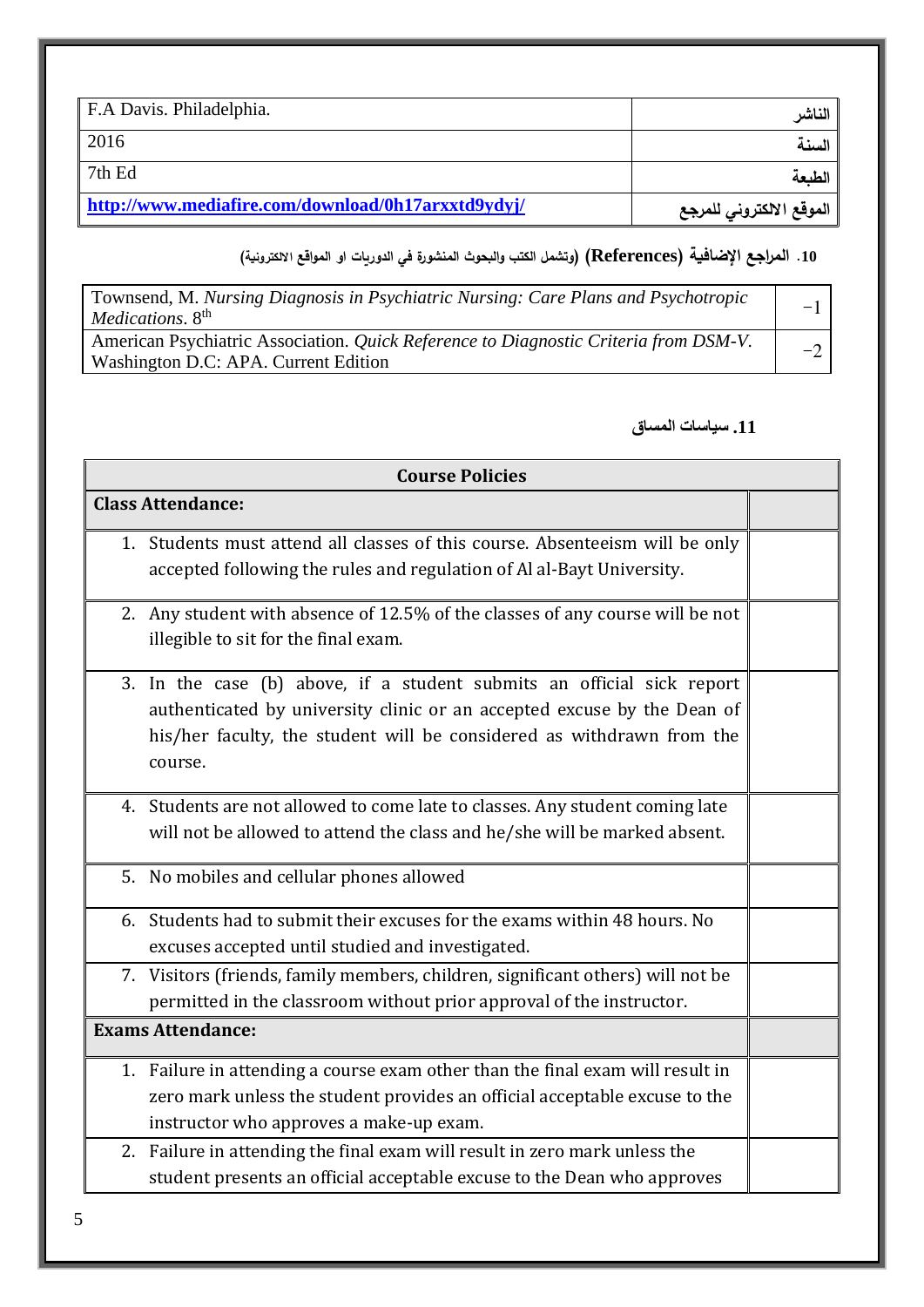| F.A Davis. Philadelphia. | الناشر |
|---|---|
| 2016 | السنة |
| 7th Ed | الطبعة |
| http://www.mediafire.com/download/0h17arxxtd9ydyj/ | الموقع الالكتروني للمرجع |

**10. المراجع الإضافية (References) (وتشمل الكتب والبحوث المنشورة في الدوريات او المواقع الالكترونية)**

| Townsend, M. *Nursing Diagnosis in Psychiatric Nursing: Care Plans and Psychotropic Medications*. 8th | -1 |
|---|---|
| American Psychiatric Association. *Quick Reference to Diagnostic Criteria from DSM-V*. Washington D.C: APA. Current Edition | -2 |

**11. سياسات المساق**

| Course Policies | |
|---|---|
| **Class Attendance:** | |
| 1. Students must attend all classes of this course. Absenteeism will be only accepted following the rules and regulation of Al al-Bayt University. | |
| 2. Any student with absence of 12.5% of the classes of any course will be not illegible to sit for the final exam. | |
| 3. In the case (b) above, if a student submits an official sick report authenticated by university clinic or an accepted excuse by the Dean of his/her faculty, the student will be considered as withdrawn from the course. | |
| 4. Students are not allowed to come late to classes. Any student coming late will not be allowed to attend the class and he/she will be marked absent. | |
| 5. No mobiles and cellular phones allowed | |
| 6. Students had to submit their excuses for the exams within 48 hours. No excuses accepted until studied and investigated. | |
| 7. Visitors (friends, family members, children, significant others) will not be permitted in the classroom without prior approval of the instructor. | |
| **Exams Attendance:** | |
| 1. Failure in attending a course exam other than the final exam will result in zero mark unless the student provides an official acceptable excuse to the instructor who approves a make-up exam. | |
| 2. Failure in attending the final exam will result in zero mark unless the student presents an official acceptable excuse to the Dean who approves | |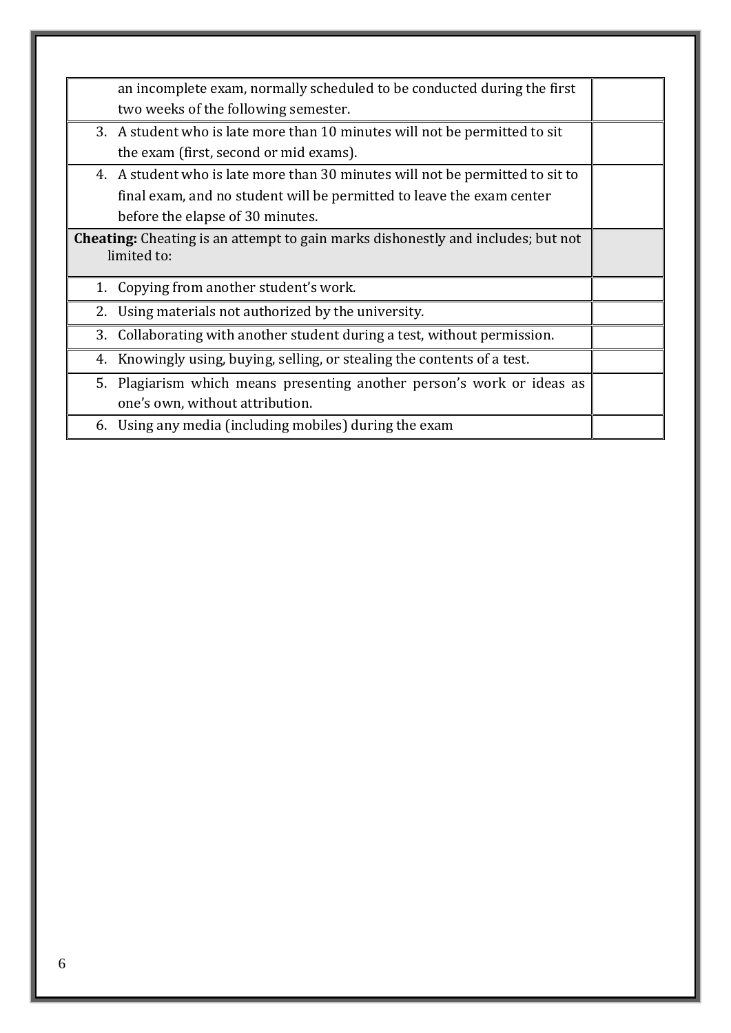| | |
|---|---|
| an incomplete exam, normally scheduled to be conducted during the first two weeks of the following semester. | |
| 3. A student who is late more than 10 minutes will not be permitted to sit the exam (first, second or mid exams). | |
| 4. A student who is late more than 30 minutes will not be permitted to sit to final exam, and no student will be permitted to leave the exam center before the elapse of 30 minutes. | |
| **Cheating:** Cheating is an attempt to gain marks dishonestly and includes; but not limited to: | |
| 1. Copying from another student's work. | |
| 2. Using materials not authorized by the university. | |
| 3. Collaborating with another student during a test, without permission. | |
| 4. Knowingly using, buying, selling, or stealing the contents of a test. | |
| 5. Plagiarism which means presenting another person's work or ideas as one's own, without attribution. | |
| 6. Using any media (including mobiles) during the exam | |